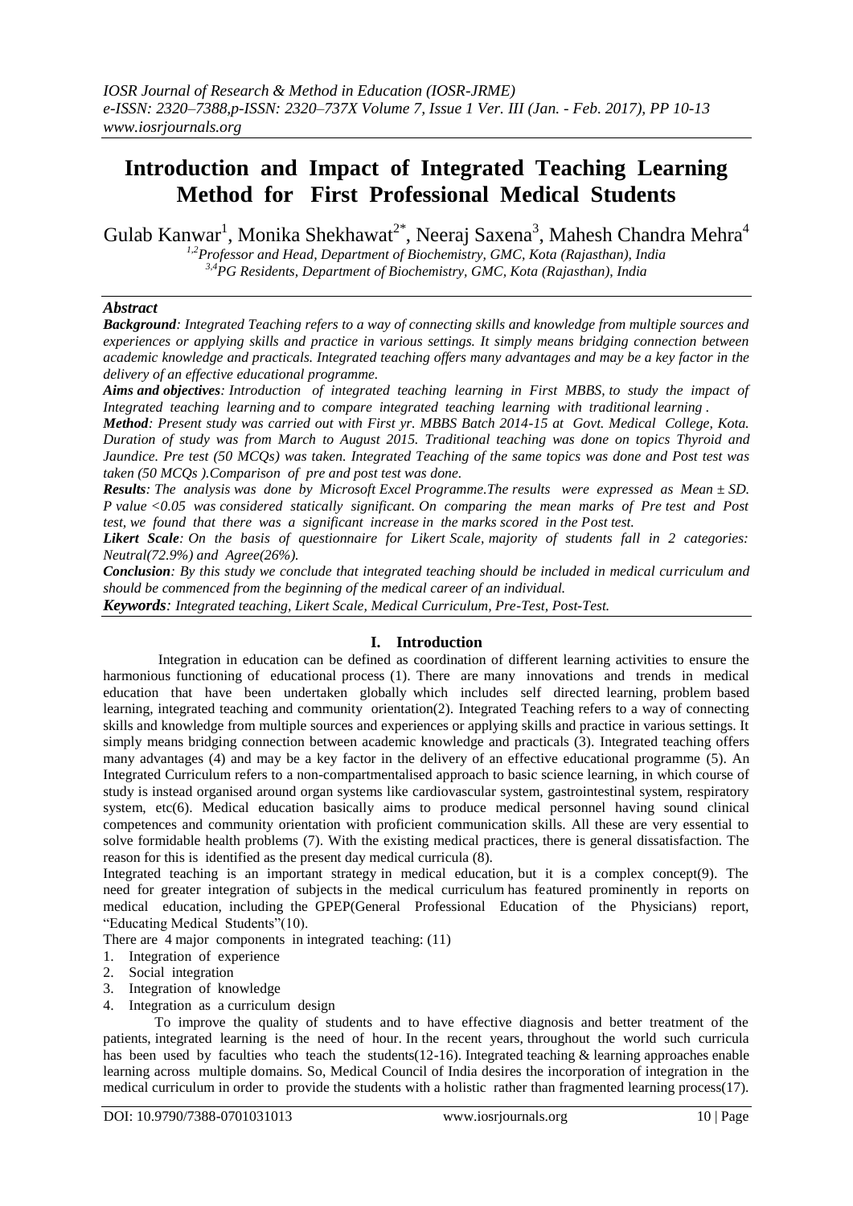# Introduction and Impact of Integrated Teaching Learning Method for First Professional Medical Students

Gulab Kanwar[1], Monika Shekhawat[2*], Neeraj Saxena[3], Mahesh Chandra Mehra[4]

*[1,2]Professor and Head, Department of Biochemistry, GMC, Kota (Rajasthan), India*
*[3,4]PG Residents, Department of Biochemistry, GMC, Kota (Rajasthan), India*

## Abstract

***Background**: Integrated Teaching refers to a way of connecting skills and knowledge from multiple sources and experiences or applying skills and practice in various settings. It simply means bridging connection between academic knowledge and practicals. Integrated teaching offers many advantages and may be a key factor in the delivery of an effective educational programme.*

***Aims and objectives**: Introduction of integrated teaching learning in First MBBS, to study the impact of Integrated teaching learning and to compare integrated teaching learning with traditional learning .*

***Method**: Present study was carried out with First yr. MBBS Batch 2014-15 at Govt. Medical College, Kota. Duration of study was from March to August 2015. Traditional teaching was done on topics Thyroid and Jaundice. Pre test (50 MCQs) was taken. Integrated Teaching of the same topics was done and Post test was taken (50 MCQs ).Comparison of pre and post test was done.*

***Results**: The analysis was done by Microsoft Excel Programme.The results were expressed as Mean ± SD. P value <0.05 was considered statically significant. On comparing the mean marks of Pre test and Post test, we found that there was a significant increase in the marks scored in the Post test.*

***Likert Scale**: On the basis of questionnaire for Likert Scale, majority of students fall in 2 categories: Neutral(72.9%) and Agree(26%).*

***Conclusion**: By this study we conclude that integrated teaching should be included in medical curriculum and should be commenced from the beginning of the medical career of an individual.*

***Keywords**: Integrated teaching, Likert Scale, Medical Curriculum, Pre-Test, Post-Test.*

## I. Introduction

Integration in education can be defined as coordination of different learning activities to ensure the harmonious functioning of educational process (1). There are many innovations and trends in medical education that have been undertaken globally which includes self directed learning, problem based learning, integrated teaching and community orientation(2). Integrated Teaching refers to a way of connecting skills and knowledge from multiple sources and experiences or applying skills and practice in various settings. It simply means bridging connection between academic knowledge and practicals (3). Integrated teaching offers many advantages (4) and may be a key factor in the delivery of an effective educational programme (5). An Integrated Curriculum refers to a non-compartmentalised approach to basic science learning, in which course of study is instead organised around organ systems like cardiovascular system, gastrointestinal system, respiratory system, etc(6). Medical education basically aims to produce medical personnel having sound clinical competences and community orientation with proficient communication skills. All these are very essential to solve formidable health problems (7). With the existing medical practices, there is general dissatisfaction. The reason for this is identified as the present day medical curricula (8).

Integrated teaching is an important strategy in medical education, but it is a complex concept(9). The need for greater integration of subjects in the medical curriculum has featured prominently in reports on medical education, including the GPEP(General Professional Education of the Physicians) report, "Educating Medical Students"(10).

There are 4 major components in integrated teaching: (11)

1. Integration of experience
2. Social integration
3. Integration of knowledge
4. Integration as a curriculum design

To improve the quality of students and to have effective diagnosis and better treatment of the patients, integrated learning is the need of hour. In the recent years, throughout the world such curricula has been used by faculties who teach the students(12-16). Integrated teaching & learning approaches enable learning across multiple domains. So, Medical Council of India desires the incorporation of integration in the medical curriculum in order to provide the students with a holistic rather than fragmented learning process(17).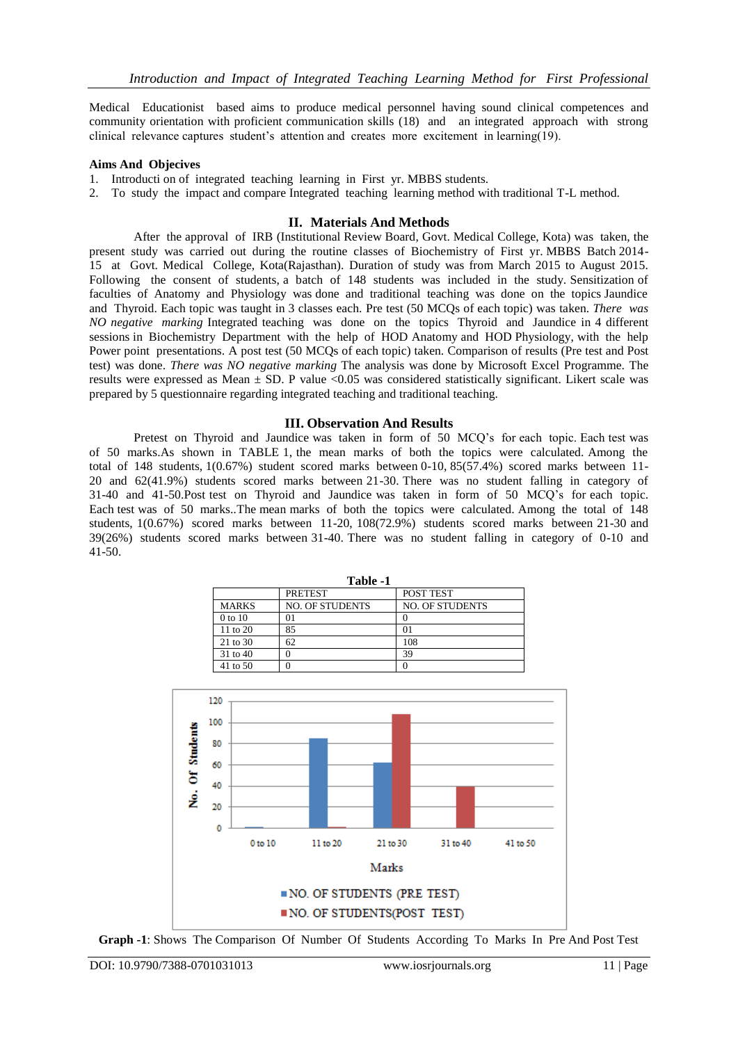Medical Educationist based aims to produce medical personnel having sound clinical competences and community orientation with proficient communication skills (18) and an integrated approach with strong clinical relevance captures student's attention and creates more excitement in learning(19).

**Aims And Objecives**

1. Introducti on of integrated teaching learning in First yr. MBBS students.
2. To study the impact and compare Integrated teaching learning method with traditional T-L method.

## II. Materials And Methods

After the approval of IRB (Institutional Review Board, Govt. Medical College, Kota) was taken, the present study was carried out during the routine classes of Biochemistry of First yr. MBBS Batch 2014-15 at Govt. Medical College, Kota(Rajasthan). Duration of study was from March 2015 to August 2015. Following the consent of students, a batch of 148 students was included in the study. Sensitization of faculties of Anatomy and Physiology was done and traditional teaching was done on the topics Jaundice and Thyroid. Each topic was taught in 3 classes each. Pre test (50 MCQs of each topic) was taken. *There was NO negative marking* Integrated teaching was done on the topics Thyroid and Jaundice in 4 different sessions in Biochemistry Department with the help of HOD Anatomy and HOD Physiology, with the help Power point presentations. A post test (50 MCQs of each topic) taken. Comparison of results (Pre test and Post test) was done. *There was NO negative marking* The analysis was done by Microsoft Excel Programme. The results were expressed as Mean ± SD. P value <0.05 was considered statistically significant. Likert scale was prepared by 5 questionnaire regarding integrated teaching and traditional teaching.

## III. Observation And Results

Pretest on Thyroid and Jaundice was taken in form of 50 MCQ's for each topic. Each test was of 50 marks.As shown in TABLE 1, the mean marks of both the topics were calculated. Among the total of 148 students, 1(0.67%) student scored marks between 0-10, 85(57.4%) scored marks between 11-20 and 62(41.9%) students scored marks between 21-30. There was no student falling in category of 31-40 and 41-50.Post test on Thyroid and Jaundice was taken in form of 50 MCQ's for each topic. Each test was of 50 marks..The mean marks of both the topics were calculated. Among the total of 148 students, 1(0.67%) scored marks between 11-20, 108(72.9%) students scored marks between 21-30 and 39(26%) students scored marks between 31-40. There was no student falling in category of 0-10 and 41-50.

**Table -1**

| | PRETEST | POST TEST |
|---|---|---|
| MARKS | NO. OF STUDENTS | NO. OF STUDENTS |
| 0 to 10 | 01 | 0 |
| 11 to 20 | 85 | 01 |
| 21 to 30 | 62 | 108 |
| 31 to 40 | 0 | 39 |
| 41 to 50 | 0 | 0 |

**Graph -1**: Shows The Comparison Of Number Of Students According To Marks In Pre And Post Test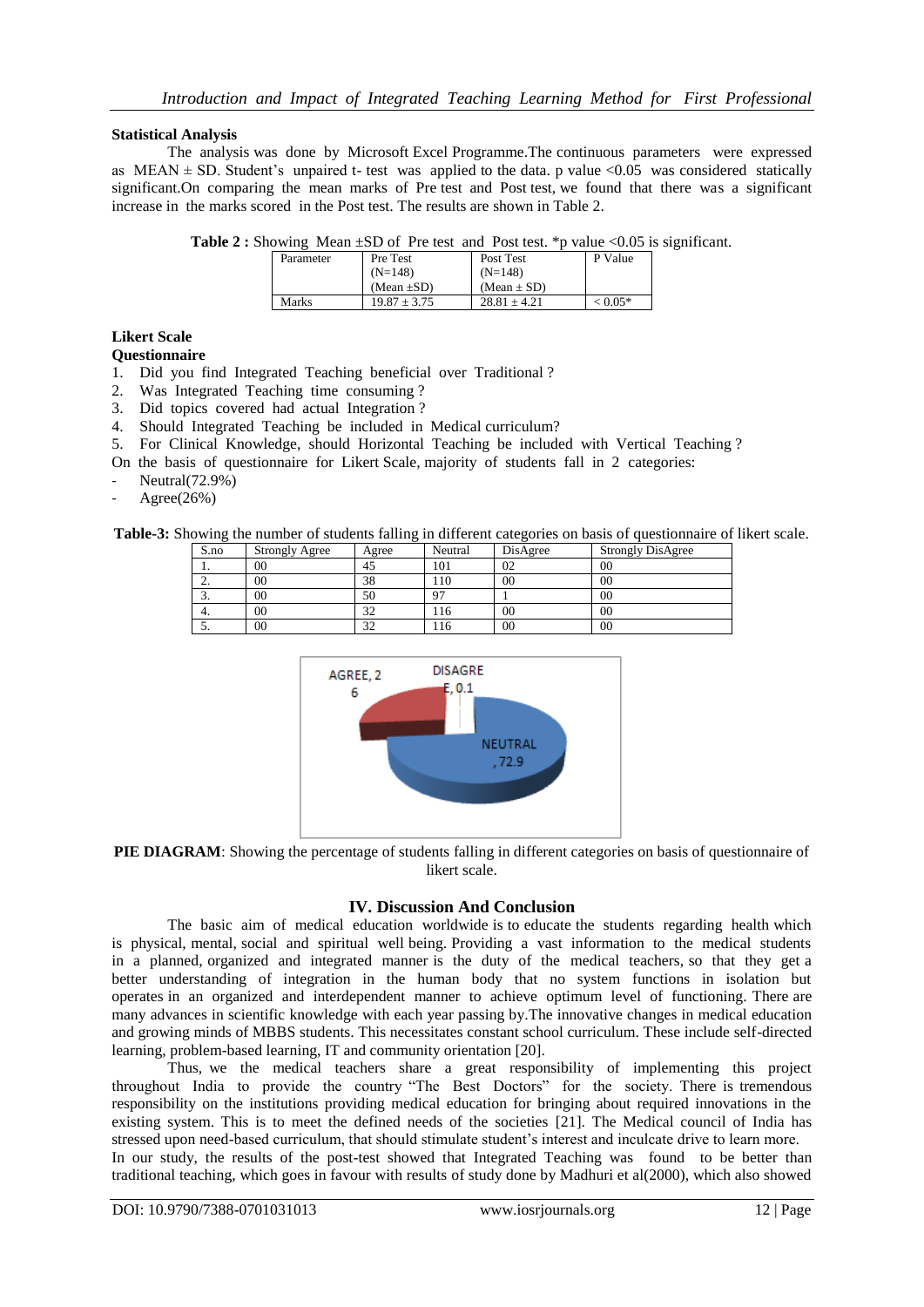**Statistical Analysis**

The analysis was done by Microsoft Excel Programme.The continuous parameters were expressed as MEAN ± SD. Student's unpaired t- test was applied to the data. p value <0.05 was considered statically significant.On comparing the mean marks of Pre test and Post test, we found that there was a significant increase in the marks scored in the Post test. The results are shown in Table 2.

**Table 2 :** Showing Mean ±SD of Pre test and Post test. *p value <0.05 is significant.

| Parameter | Pre Test (N=148) (Mean ±SD) | Post Test (N=148) (Mean ± SD) | P Value |
|---|---|---|---|
| Marks | 19.87 ± 3.75 | 28.81 ± 4.21 | < 0.05* |

**Likert Scale**

**Questionnaire**

1. Did you find Integrated Teaching beneficial over Traditional ?
2. Was Integrated Teaching time consuming ?
3. Did topics covered had actual Integration ?
4. Should Integrated Teaching be included in Medical curriculum?
5. For Clinical Knowledge, should Horizontal Teaching be included with Vertical Teaching ?

On the basis of questionnaire for Likert Scale, majority of students fall in 2 categories:

- Neutral(72.9%)
- Agree(26%)

**Table-3:** Showing the number of students falling in different categories on basis of questionnaire of likert scale.

| S.no | Strongly Agree | Agree | Neutral | DisAgree | Strongly DisAgree |
|---|---|---|---|---|---|
| 1. | 00 | 45 | 101 | 02 | 00 |
| 2. | 00 | 38 | 110 | 00 | 00 |
| 3. | 00 | 50 | 97 | 1 | 00 |
| 4. | 00 | 32 | 116 | 00 | 00 |
| 5. | 00 | 32 | 116 | 00 | 00 |

AGREE, 26 | DISAGREE, 0.1 | NEUTRAL, 72.9

**PIE DIAGRAM**: Showing the percentage of students falling in different categories on basis of questionnaire of likert scale.

## IV. Discussion And Conclusion

The basic aim of medical education worldwide is to educate the students regarding health which is physical, mental, social and spiritual well being. Providing a vast information to the medical students in a planned, organized and integrated manner is the duty of the medical teachers, so that they get a better understanding of integration in the human body that no system functions in isolation but operates in an organized and interdependent manner to achieve optimum level of functioning. There are many advances in scientific knowledge with each year passing by.The innovative changes in medical education and growing minds of MBBS students. This necessitates constant school curriculum. These include self-directed learning, problem-based learning, IT and community orientation [20].

Thus, we the medical teachers share a great responsibility of implementing this project throughout India to provide the country "The Best Doctors" for the society. There is tremendous responsibility on the institutions providing medical education for bringing about required innovations in the existing system. This is to meet the defined needs of the societies [21]. The Medical council of India has stressed upon need-based curriculum, that should stimulate student's interest and inculcate drive to learn more.

In our study, the results of the post-test showed that Integrated Teaching was found to be better than traditional teaching, which goes in favour with results of study done by Madhuri et al(2000), which also showed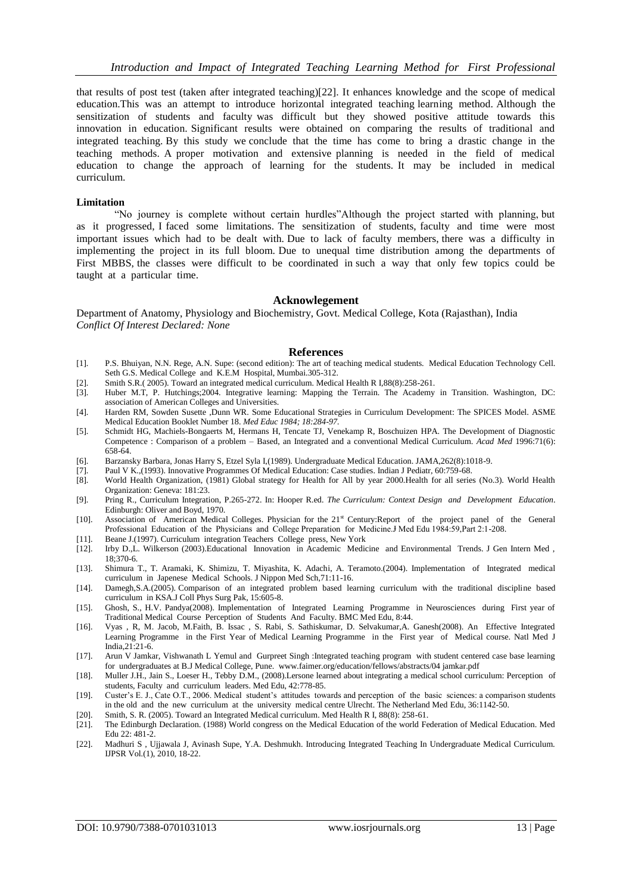that results of post test (taken after integrated teaching)[22]. It enhances knowledge and the scope of medical education.This was an attempt to introduce horizontal integrated teaching learning method. Although the sensitization of students and faculty was difficult but they showed positive attitude towards this innovation in education. Significant results were obtained on comparing the results of traditional and integrated teaching. By this study we conclude that the time has come to bring a drastic change in the teaching methods. A proper motivation and extensive planning is needed in the field of medical education to change the approach of learning for the students. It may be included in medical curriculum.

**Limitation**

"No journey is complete without certain hurdles"Although the project started with planning, but as it progressed, I faced some limitations. The sensitization of students, faculty and time were most important issues which had to be dealt with. Due to lack of faculty members, there was a difficulty in implementing the project in its full bloom. Due to unequal time distribution among the departments of First MBBS, the classes were difficult to be coordinated in such a way that only few topics could be taught at a particular time.

## Acknowlegement

Department of Anatomy, Physiology and Biochemistry, Govt. Medical College, Kota (Rajasthan), India
*Conflict Of Interest Declared: None*

## References

[1]. P.S. Bhuiyan, N.N. Rege, A.N. Supe: (second edition): The art of teaching medical students. Medical Education Technology Cell. Seth G.S. Medical College and K.E.M Hospital, Mumbai.305-312.

[2]. Smith S.R.( 2005). Toward an integrated medical curriculum. Medical Health R I,88(8):258-261.

[3]. Huber M.T, P. Hutchings;2004. Integrative learning: Mapping the Terrain. The Academy in Transition. Washington, DC: association of American Colleges and Universities.

[4]. Harden RM, Sowden Susette ,Dunn WR. Some Educational Strategies in Curriculum Development: The SPICES Model. ASME Medical Education Booklet Number 18. *Med Educ 1984; 18:284-97.*

[5]. Schmidt HG, Machiels-Bongaerts M, Hermans H, Tencate TJ, Venekamp R, Boschuizen HPA. The Development of Diagnostic Competence : Comparison of a problem – Based, an Integrated and a conventional Medical Curriculum. *Acad Med* 1996:71(6): 658-64.

[6]. Barzansky Barbara, Jonas Harry S, Etzel Syla I,(1989). Undergraduate Medical Education. JAMA,262(8):1018-9.

[7]. Paul V K.,(1993). Innovative Programmes Of Medical Education: Case studies. Indian J Pediatr, 60:759-68.

[8]. World Health Organization, (1981) Global strategy for Health for All by year 2000.Health for all series (No.3). World Health Organization: Geneva: 181:23.

[9]. Pring R., Curriculum Integration, P.265-272. In: Hooper R.ed. *The Curriculum: Context Design and Development Education*. Edinburgh: Oliver and Boyd, 1970.

[10]. Association of American Medical Colleges. Physician for the 21st Century:Report of the project panel of the General Professional Education of the Physicians and College Preparation for Medicine.J Med Edu 1984:59,Part 2:1-208.

[11]. Beane J.(1997). Curriculum integration Teachers College press, New York

[12]. Irby D.,L. Wilkerson (2003).Educational Innovation in Academic Medicine and Environmental Trends. J Gen Intern Med , 18;370-6.

[13]. Shimura T., T. Aramaki, K. Shimizu, T. Miyashita, K. Adachi, A. Teramoto.(2004). Implementation of Integrated medical curriculum in Japenese Medical Schools. J Nippon Med Sch,71:11-16.

[14]. Damegh,S.A.(2005). Comparison of an integrated problem based learning curriculum with the traditional discipline based curriculum in KSA.J Coll Phys Surg Pak, 15:605-8.

[15]. Ghosh, S., H.V. Pandya(2008). Implementation of Integrated Learning Programme in Neurosciences during First year of Traditional Medical Course Perception of Students And Faculty. BMC Med Edu, 8:44.

[16]. Vyas , R, M. Jacob, M.Faith, B. Issac , S. Rabi, S. Sathiskumar, D. Selvakumar,A. Ganesh(2008). An Effective Integrated Learning Programme in the First Year of Medical Learning Programme in the First year of Medical course. Natl Med J India,21:21-6.

[17]. Arun V Jamkar, Vishwanath L Yemul and Gurpreet Singh :Integrated teaching program with student centered case base learning for undergraduates at B.J Medical College, Pune. www.faimer.org/education/fellows/abstracts/04 jamkar.pdf

[18]. Muller J.H., Jain S., Loeser H., Tebby D.M., (2008).Lersone learned about integrating a medical school curriculum: Perception of students, Faculty and curriculum leaders. Med Edu, 42:778-85.

[19]. Custer's E. J., Cate O.T., 2006. Medical student's attitudes towards and perception of the basic sciences: a comparison students in the old and the new curriculum at the university medical centre Ulrecht. The Netherland Med Edu, 36:1142-50.

[20]. Smith, S. R. (2005). Toward an Integrated Medical curriculum. Med Health R I, 88(8): 258-61.

[21]. The Edinburgh Declaration. (1988) World congress on the Medical Education of the world Federation of Medical Education. Med Edu 22: 481-2.

[22]. Madhuri S , Ujjawala J, Avinash Supe, Y.A. Deshmukh. Introducing Integrated Teaching In Undergraduate Medical Curriculum. IJPSR Vol.(1), 2010, 18-22.